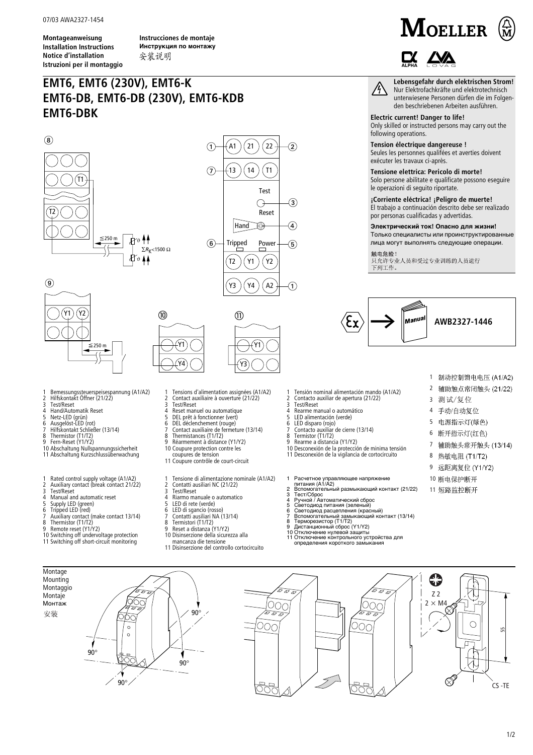07/03 AWA2327-1454

**Montageanweisung**
**Installation Instructions**
**Notice d'installation**
**Istruzioni per il montaggio**

**Instrucciones de montaje**
**Инструкция по монтажу**
安装说明

MOELLER

# EMT6, EMT6 (230V), EMT6-K
# EMT6-DB, EMT6-DB (230V), EMT6-KDB
# EMT6-DBK

**Lebensgefahr durch elektrischen Strom!**
Nur Elektrofachkräfte und elektrotechnisch unterwiesene Personen dürfen die im Folgenden beschriebenen Arbeiten ausführen.

**Electric current! Danger to life!**
Only skilled or instructed persons may carry out the following operations.

**Tension électrique dangereuse !**
Seules les personnes qualifées et averties doivent exécuter les travaux ci-après.

**Tensione elettrica: Pericolo di morte!**
Solo persone abilitate e qualificate possono eseguire le operazioni di seguito riportate.

**¡Corriente eléctrica! ¡Peligro de muerte!**
El trabajo a continuación descrito debe ser realizado por personas cualificadas y advertidas.

**Электрический ток! Опасно для жизни!**
Только специалисты или проинструктированные лица могут выполнять следующие операции.

触电危险！
只允许专业人员和受过专业训练的人员进行下列工作。

Ex → Manual **AWB2327-1446**

A1 21 22 / 13 14 T1 / Test / Reset / Hand / Tripped / Power / T2 Y1 Y2 / Y3 Y4 A2

≦ 250 m    $\sum R_K$<1500 Ω

1 Bemessungssteuerspeisespannung (A1/A2)
2 Hilfskontakt Öffner (21/22)
3 Test/Reset
4 Hand/Automatik Reset
5 Netz-LED (grün)
6 Ausgelöst-LED (rot)
7 Hilfskontakt Schließer (13/14)
8 Thermistor (T1/T2)
9 Fern-Reset (Y1/Y2)
10 Abschaltung Nullspannungssicherheit
11 Abschaltung Kurzschlussüberwachung

1 Rated control supply voltage (A1/A2)
2 Auxiliary contact (break contact 21/22)
3 Test/Reset
4 Manual and automatic reset
5 Supply LED (green)
6 Tripped LED (red)
7 Auxiliary contact (make contact 13/14)
8 Thermistor (T1/T2)
9 Remote reset (Y1/Y2)
10 Switching off undervoltage protection
11 Switching off short-circuit monitoring

1 Tensions d'alimentation assignées (A1/A2)
2 Contact auxiliaire à ouverture (21/22)
3 Test/Reset
4 Reset manuel ou automatique
5 DEL prêt à fonctionner (vert)
6 DEL déclenchement (rouge)
7 Contact auxiliaire de fermeture (13/14)
8 Thermistances (T1/T2)
9 Réarmement à distance (Y1/Y2)
10 Coupure protection contre les coupures de tension
11 Coupure contrôle de court-circuit

1 Tensione di alimentazione nominale (A1/A2)
2 Contatti ausiliari NC (21/22)
3 Test/Reset
4 Riarmo manuale o automatico
5 LED di rete (verde)
6 LED di sgancio (rosso)
7 Contatti ausiliari NA (13/14)
8 Termistori (T1/T2)
9 Reset a distanza (Y1/Y2)
10 Disinserzione della sicurezza alla mancanza die tensione
11 Disinserzione del controllo cortocircuito

1 Tensión nominal alimentación mando (A1/A2)
2 Contacto auxiliar de apertura (21/22)
3 Test/Reset
4 Rearme manual o automático
5 LED alimentación (verde)
6 LED disparo (rojo)
7 Contacto auxiliar de cierre (13/14)
8 Termistor (T1/T2)
9 Rearme a distancia (Y1/Y2)
10 Desconexión de la protección de mínima tensión
11 Desconexión de la vigilancia de cortocircuito

1 Расчетное управляющее напряжение питания (A1/A2)
2 Вспомогательный размыкающий контакт (21/22)
3 Тест/Сброс
4 Ручной / Автоматический сброс
5 Светодиод питания (зеленый)
6 Светодиод расцепления (красный)
7 Вспомогательный замыкающий контакт (13/14)
8 Терморезистор (T1/T2)
9 Дистанционный сброс (Y1/Y2)
10 Отключение нулевой защиты
11 Отключение контрольного устройства для определения короткого замыкания

1 制动控制馈电电压 (A1/A2)
2 辅助触点常闭触头 (21/22)
3 测试/复位
4 手动/自动复位
5 电源指示灯(绿色)
6 断开指示灯(红色)
7 辅助触头常开触头 (13/14)
8 热敏电阻 (T1/T2)
9 远距离复位 (Y1/Y2)
10 断电保护断开
11 短路监控断开

Montage
Mounting
Montaggio
Montaje
Монтаж
安装

90°   Z 2   2 × M4   55   CS -TE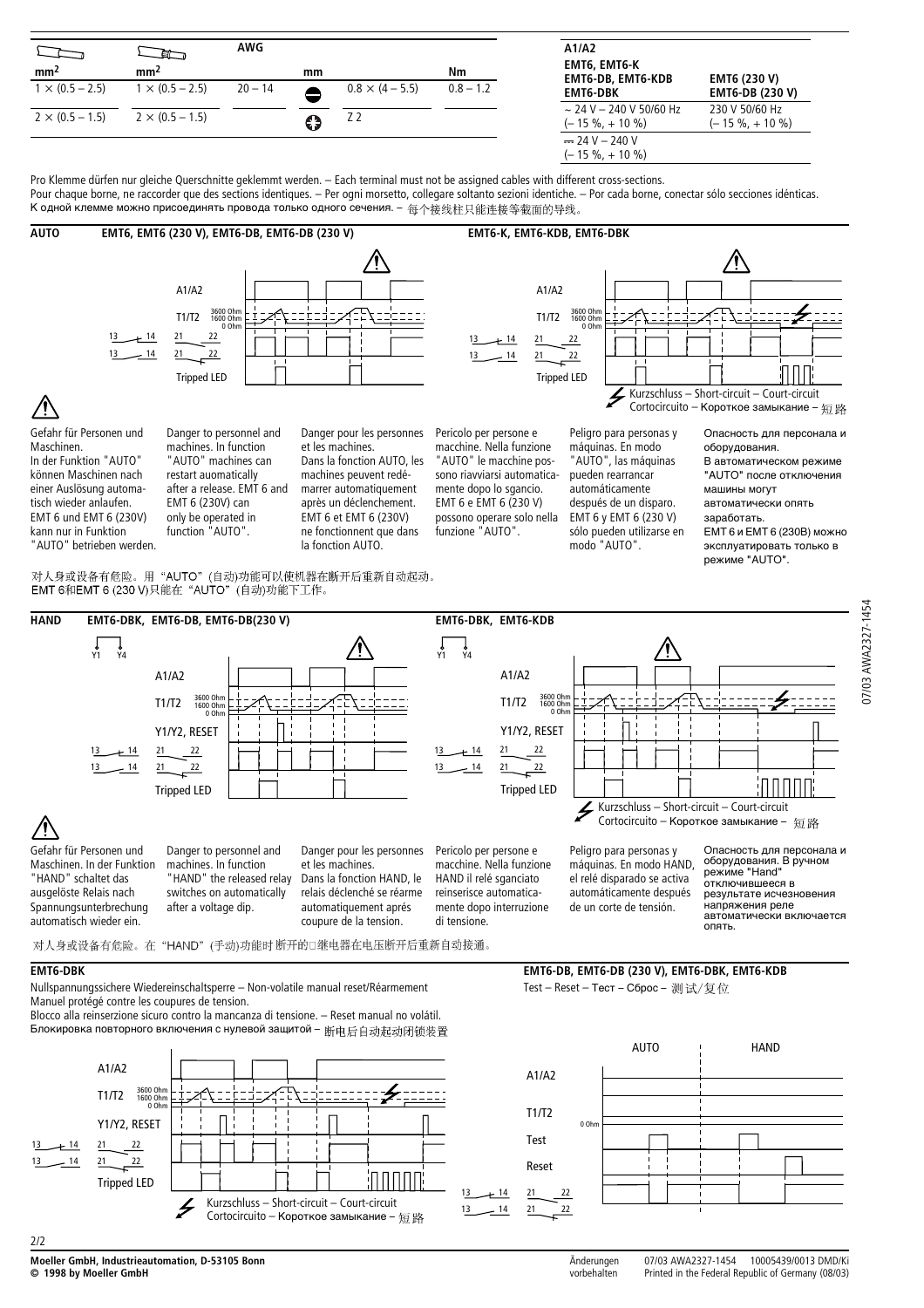| mm² | mm² | AWG | mm | | Nm |
|---|---|---|---|---|---|
| 1 × (0.5 – 2.5) | 1 × (0.5 – 2.5) | 20 – 14 | | 0.8 × (4 – 5.5) | 0.8 – 1.2 |
| 2 × (0.5 – 1.5) | 2 × (0.5 – 1.5) | | | Z 2 | |

| A1/A2 | |
|---|---|
| EMT6, EMT6-K<br>EMT6-DB, EMT6-KDB<br>EMT6-DBK | EMT6 (230 V)<br>EMT6-DB (230 V) |
| ~ 24 V – 240 V 50/60 Hz<br>(– 15 %, + 10 %) | 230 V 50/60 Hz<br>(– 15 %, + 10 %) |
| ⎓ 24 V – 240 V<br>(– 15 %, + 10 %) | |

Pro Klemme dürfen nur gleiche Querschnitte geklemmt werden. – Each terminal must not be assigned cables with different cross-sections.
Pour chaque borne, ne raccorder que des sections identiques. – Per ogni morsetto, collegare soltanto sezioni identiche. – Por cada borne, conectar sólo secciones idénticas.
К одной клемме можно присоединять провода только одного сечения. – 每个接线柱只能连接等截面的导线。

## AUTO

EMT6, EMT6 (230 V), EMT6-DB, EMT6-DB (230 V)

A1/A2
T1/T2 3600 Ohm 1600 Ohm 0 Ohm
13 14 21 22
13 14 21 22
Tripped LED

EMT6-K, EMT6-KDB, EMT6-DBK

A1/A2
T1/T2 3600 Ohm 1600 Ohm 0 Ohm
13 14 21 22
13 14 21 22
Tripped LED
Kurzschluss – Short-circuit – Court-circuit
Cortocircuito – Короткое замыкание – 短路

Gefahr für Personen und Maschinen. In der Funktion "AUTO" können Maschinen nach einer Auslösung automatisch wieder anlaufen. EMT6 und EMT 6 (230V) kann nur in Funktion "AUTO" betrieben werden.

Danger to personnel and machines. In function "AUTO" machines can restart auomatically after a release. EMT 6 and EMT 6 (230V) can only be operated in function "AUTO".

Danger pour les personnes et les machines. Dans la fonction AUTO, les machines peuvent redémarrer automatiquement après un déclenchement. EMT 6 et EMT 6 (230V) ne fonctionnent que dans la fonction AUTO.

Pericolo per persone e macchine. Nella funzione "AUTO" le macchine possono riavviarsi automaticamente dopo lo sgancio. EMT 6 e EMT 6 (230 V) possono operare solo nella funzione "AUTO".

Peligro para personas y máquinas. En modo "AUTO", las máquinas pueden rearrancar automáticamente después de un disparo. EMT 6 y EMT 6 (230 V) sólo pueden utilizarse en modo "AUTO".

Опасность для персонала и оборудования. В автоматическом режиме "AUTO" после отключения машины могут автоматически опять заработать. EMT 6 и EMT 6 (230В) можно эксплуатировать только в режиме "AUTO".

对人身或设备有危险。用“AUTO”(自动)功能可以使机器在断开后重新自动起动。
EMT 6和EMT 6 (230 V)只能在“AUTO”(自动)功能下工作。

## HAND

EMT6-DBK, EMT6-DB, EMT6-DB(230 V)

Y1 Y4
A1/A2
T1/T2 3600 Ohm 1600 Ohm 0 Ohm
Y1/Y2, RESET
13 14 21 22
13 14 21 22
Tripped LED

EMT6-DBK, EMT6-KDB

Y1 Y4
A1/A2
T1/T2 3600 Ohm 1600 Ohm 0 Ohm
Y1/Y2, RESET
13 14 21 22
13 14 21 22
Tripped LED
Kurzschluss – Short-circuit – Court-circuit
Cortocircuito – Короткое замыкание – 短路

Gefahr für Personen und Maschinen. In der Funktion "HAND" schaltet das ausgelöste Relais nach Spannungsunterbrechung automatisch wieder ein.

Danger to personnel and machines. In function "HAND" the released relay switches on automatically after a voltage dip.

Danger pour les personnes et les machines. Dans la fonction HAND, le relais déclenché se réarme automatiquement aprés coupure de la tension.

Pericolo per persone e macchine. Nella funzione HAND il relé sganciato reinserisce automaticamente dopo interruzione di tensione.

Peligro para personas y máquinas. En modo HAND, el relé disparado se activa automáticamente después de un corte de tensión.

Опасность для персонала и оборудования. В ручном режиме "Hand" отключившееся в результате исчезновения напряжения реле автоматически включается опять.

对人身或设备有危险。在“HAND”(手动)功能时 断开的□继电器在电压断开后重新自动接通。

## EMT6-DBK

Nullspannungssichere Wiedereinschaltsperre – Non-volatile manual reset/Réarmement Manuel protégé contre les coupures de tension.
Blocco alla reinserzione sicuro contro la mancanza di tensione. – Reset manual no volátil.
Блокировка повторного включения с нулевой защитой – 断电后自动起动闭锁装置

A1/A2
T1/T2 3600 Ohm 1600 Ohm 0 Ohm
Y1/Y2, RESET
13 14 21 22
13 14 21 22
Tripped LED
Kurzschluss – Short-circuit – Court-circuit
Cortocircuito – Короткое замыкание – 短路

## EMT6-DB, EMT6-DB (230 V), EMT6-DBK, EMT6-KDB

Test – Reset – Тест – Сброс – 测试/复位

AUTO HAND
A1/A2
T1/T2 0 Ohm
Test
Reset
13 14 21 22
13 14 21 22

Moeller GmbH, Industrieautomation, D-53105 Bonn
© 1998 by Moeller GmbH

Änderungen vorbehalten 07/03 AWA2327-1454 10005439/0013 DMD/Ki
Printed in the Federal Republic of Germany (08/03)